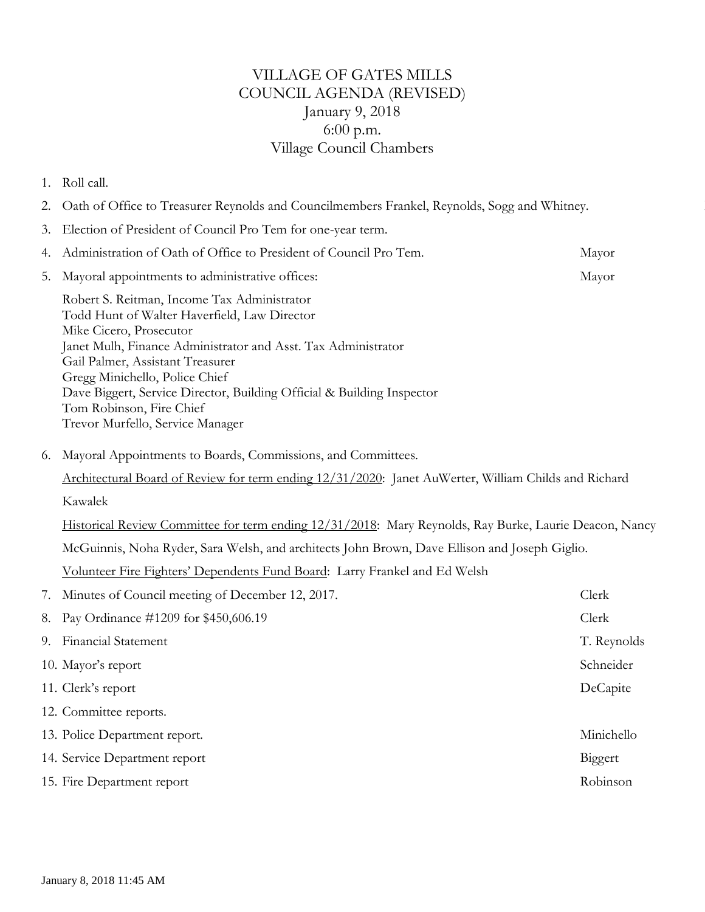# VILLAGE OF GATES MILLS
## COUNCIL AGENDA (REVISED)
### January 9, 2018
### 6:00 p.m.
### Village Council Chambers

1. Roll call.
2. Oath of Office to Treasurer Reynolds and Councilmembers Frankel, Reynolds, Sogg and Whitney.
3. Election of President of Council Pro Tem for one-year term.
4. Administration of Oath of Office to President of Council Pro Tem. — Mayor
5. Mayoral appointments to administrative offices: — Mayor

   Robert S. Reitman, Income Tax Administrator
   Todd Hunt of Walter Haverfield, Law Director
   Mike Cicero, Prosecutor
   Janet Mulh, Finance Administrator and Asst. Tax Administrator
   Gail Palmer, Assistant Treasurer
   Gregg Minichello, Police Chief
   Dave Biggert, Service Director, Building Official & Building Inspector
   Tom Robinson, Fire Chief
   Trevor Murfello, Service Manager

6. Mayoral Appointments to Boards, Commissions, and Committees.

   Architectural Board of Review for term ending 12/31/2020: Janet AuWerter, William Childs and Richard Kawalek

   Historical Review Committee for term ending 12/31/2018: Mary Reynolds, Ray Burke, Laurie Deacon, Nancy McGuinnis, Noha Ryder, Sara Welsh, and architects John Brown, Dave Ellison and Joseph Giglio.

   Volunteer Fire Fighters' Dependents Fund Board: Larry Frankel and Ed Welsh

7. Minutes of Council meeting of December 12, 2017. — Clerk
8. Pay Ordinance #1209 for $450,606.19 — Clerk
9. Financial Statement — T. Reynolds
10. Mayor's report — Schneider
11. Clerk's report — DeCapite
12. Committee reports.
13. Police Department report. — Minichello
14. Service Department report — Biggert
15. Fire Department report — Robinson

January 8, 2018 11:45 AM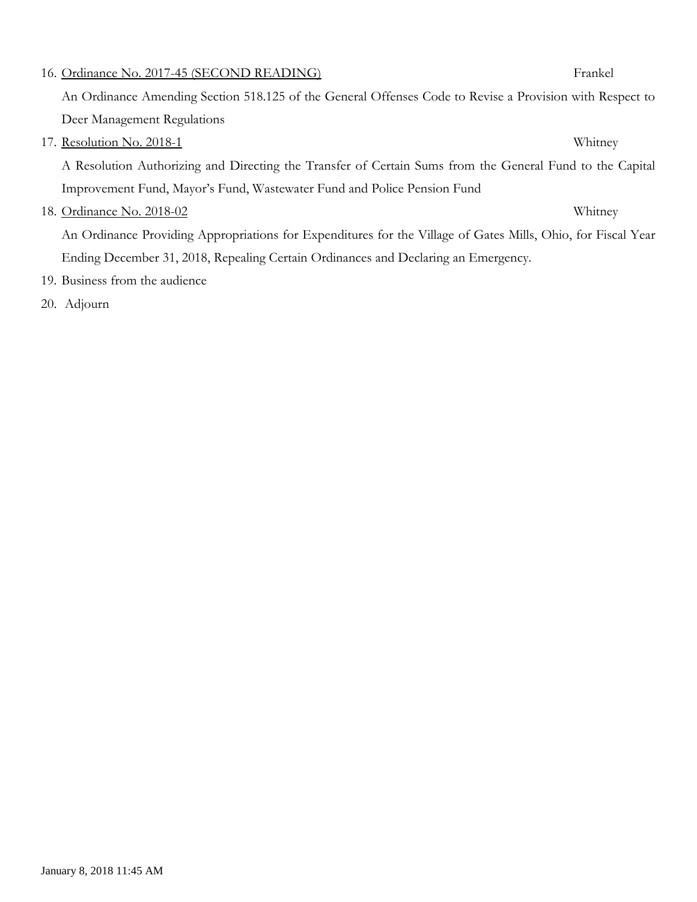16. Ordinance No. 2017-45 (SECOND READING) Frankel

    An Ordinance Amending Section 518.125 of the General Offenses Code to Revise a Provision with Respect to Deer Management Regulations

17. Resolution No. 2018-1 Whitney

    A Resolution Authorizing and Directing the Transfer of Certain Sums from the General Fund to the Capital Improvement Fund, Mayor's Fund, Wastewater Fund and Police Pension Fund

18. Ordinance No. 2018-02 Whitney

    An Ordinance Providing Appropriations for Expenditures for the Village of Gates Mills, Ohio, for Fiscal Year Ending December 31, 2018, Repealing Certain Ordinances and Declaring an Emergency.

19. Business from the audience

20. Adjourn

January 8, 2018 11:45 AM